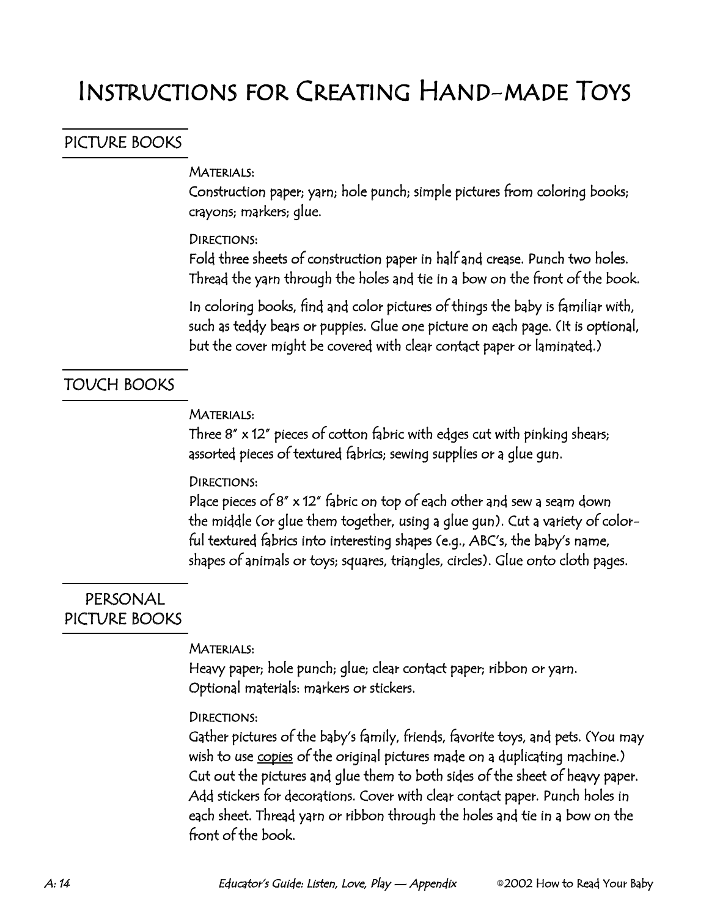# Instructions for Creating Hand-made Toys

## PICTURE BOOKS

Materials:

Construction paper; yarn; hole punch; simple pictures from coloring books; crayons; markers; glue.

Directions:

Fold three sheets of construction paper in half and crease. Punch two holes. Thread the yarn through the holes and tie in a bow on the front of the book.

In coloring books, find and color pictures of things the baby is familiar with, such as teddy bears or puppies. Glue one picture on each page. (It is optional, but the cover might be covered with clear contact paper or laminated.)

## TOUCH BOOKS

Materials:

Three 8" x 12" pieces of cotton fabric with edges cut with pinking shears; assorted pieces of textured fabrics; sewing supplies or a glue gun.

Directions:

Place pieces of 8" x 12" fabric on top of each other and sew a seam down the middle (or glue them together, using a glue gun). Cut a variety of colorful textured fabrics into interesting shapes (e.g., ABC's, the baby's name, shapes of animals or toys; squares, triangles, circles). Glue onto cloth pages.

## PERSONAL PICTURE BOOKS

Materials:

Heavy paper; hole punch; glue; clear contact paper; ribbon or yarn. Optional materials: markers or stickers.

Directions:

Gather pictures of the baby's family, friends, favorite toys, and pets. (You may wish to use <u>copies</u> of the original pictures made on a duplicating machine.) Cut out the pictures and glue them to both sides of the sheet of heavy paper. Add stickers for decorations. Cover with clear contact paper. Punch holes in each sheet. Thread yarn or ribbon through the holes and tie in a bow on the front of the book.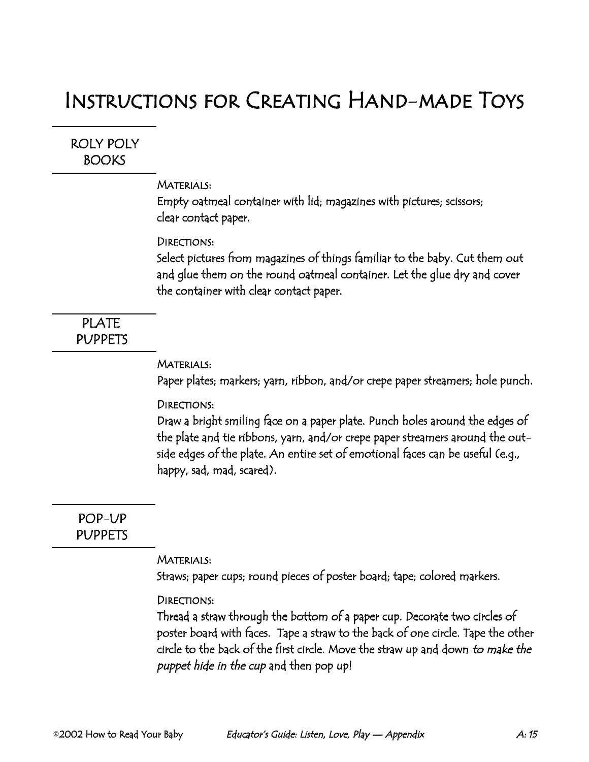# Instructions for Creating Hand-made Toys

## ROLY POLY BOOKS

MATERIALS:
Empty oatmeal container with lid; magazines with pictures; scissors; clear contact paper.

DIRECTIONS:
Select pictures from magazines of things familiar to the baby. Cut them out and glue them on the round oatmeal container. Let the glue dry and cover the container with clear contact paper.

## PLATE PUPPETS

MATERIALS:
Paper plates; markers; yarn, ribbon, and/or crepe paper streamers; hole punch.

DIRECTIONS:
Draw a bright smiling face on a paper plate. Punch holes around the edges of the plate and tie ribbons, yarn, and/or crepe paper streamers around the outside edges of the plate. An entire set of emotional faces can be useful (e.g., happy, sad, mad, scared).

## POP-UP PUPPETS

MATERIALS:
Straws; paper cups; round pieces of poster board; tape; colored markers.

DIRECTIONS:
Thread a straw through the bottom of a paper cup. Decorate two circles of poster board with faces. Tape a straw to the back of one circle. Tape the other circle to the back of the first circle. Move the straw up and down *to make the puppet hide in the cup* and then pop up!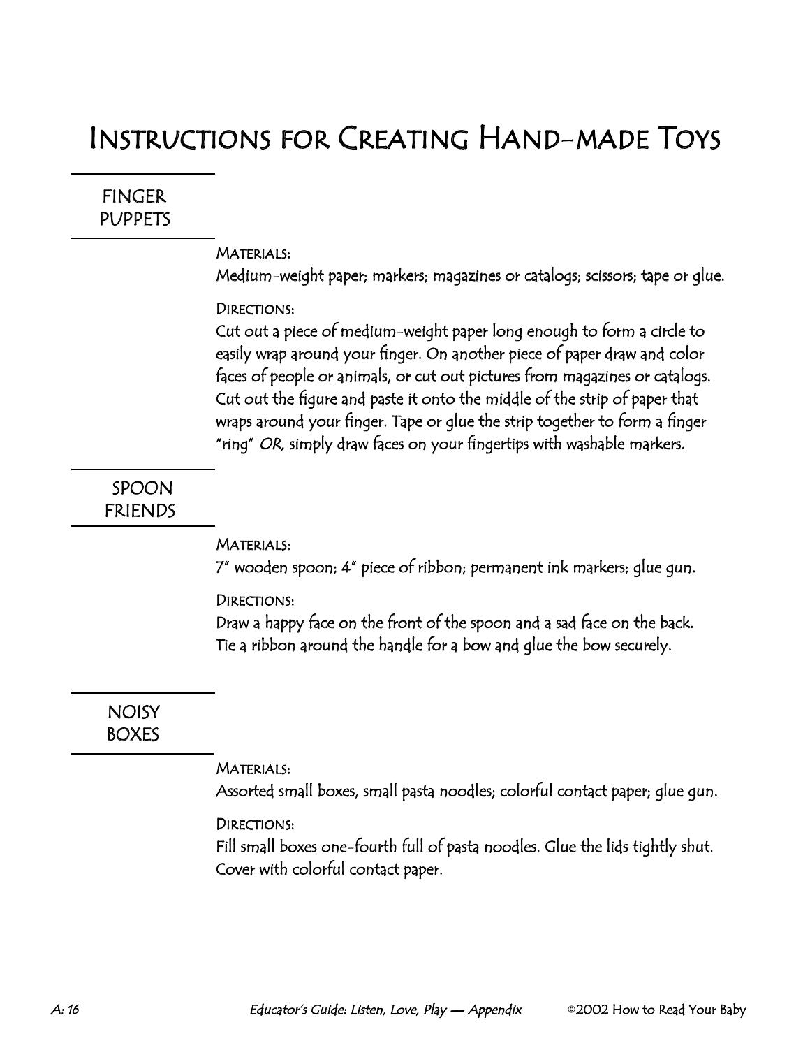# Instructions for Creating Hand-made Toys

## FINGER PUPPETS

**MATERIALS:**
Medium-weight paper; markers; magazines or catalogs; scissors; tape or glue.

**DIRECTIONS:**
Cut out a piece of medium-weight paper long enough to form a circle to easily wrap around your finger. On another piece of paper draw and color faces of people or animals, or cut out pictures from magazines or catalogs. Cut out the figure and paste it onto the middle of the strip of paper that wraps around your finger. Tape or glue the strip together to form a finger "ring" *OR,* simply draw faces on your fingertips with washable markers.

## SPOON FRIENDS

**MATERIALS:**
7" wooden spoon; 4" piece of ribbon; permanent ink markers; glue gun.

**DIRECTIONS:**
Draw a happy face on the front of the spoon and a sad face on the back. Tie a ribbon around the handle for a bow and glue the bow securely.

## NOISY BOXES

**MATERIALS:**
Assorted small boxes, small pasta noodles; colorful contact paper; glue gun.

**DIRECTIONS:**
Fill small boxes one-fourth full of pasta noodles. Glue the lids tightly shut. Cover with colorful contact paper.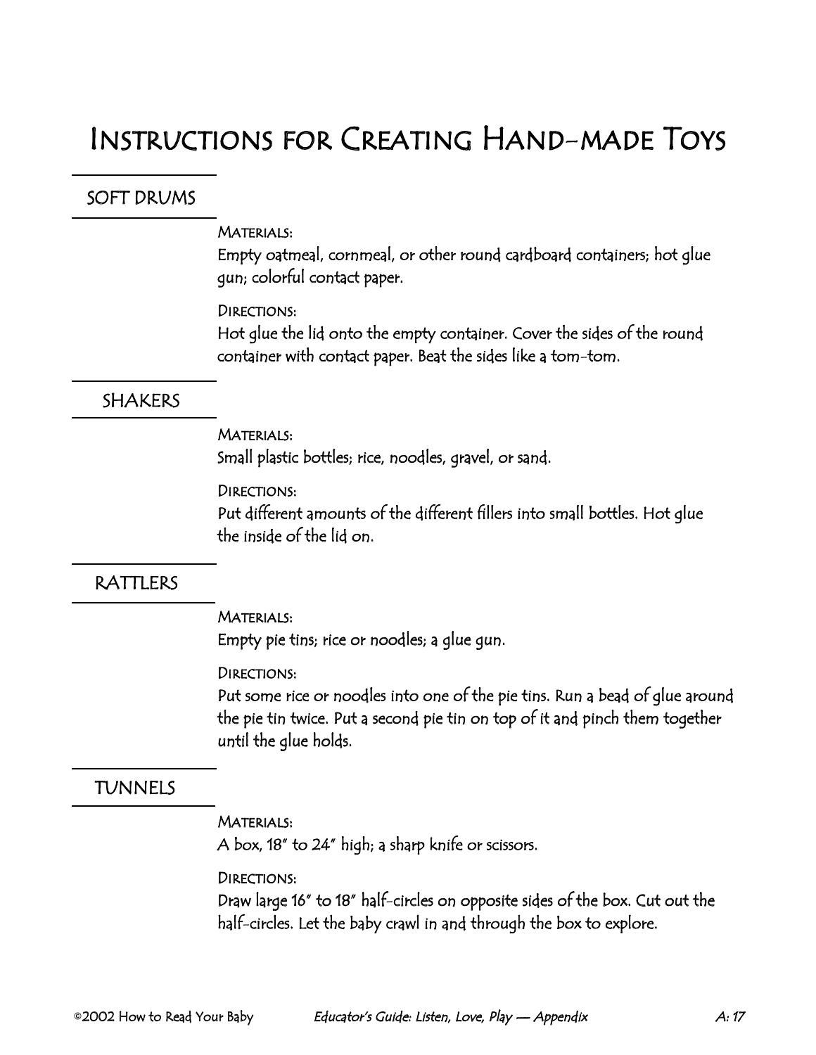# Instructions for Creating Hand-made Toys

## SOFT DRUMS

Materials:
Empty oatmeal, cornmeal, or other round cardboard containers; hot glue gun; colorful contact paper.

Directions:
Hot glue the lid onto the empty container. Cover the sides of the round container with contact paper. Beat the sides like a tom-tom.

## SHAKERS

Materials:
Small plastic bottles; rice, noodles, gravel, or sand.

Directions:
Put different amounts of the different fillers into small bottles. Hot glue the inside of the lid on.

## RATTLERS

Materials:
Empty pie tins; rice or noodles; a glue gun.

Directions:
Put some rice or noodles into one of the pie tins. Run a bead of glue around the pie tin twice. Put a second pie tin on top of it and pinch them together until the glue holds.

## TUNNELS

Materials:
A box, 18" to 24" high; a sharp knife or scissors.

Directions:
Draw large 16" to 18" half-circles on opposite sides of the box. Cut out the half-circles. Let the baby crawl in and through the box to explore.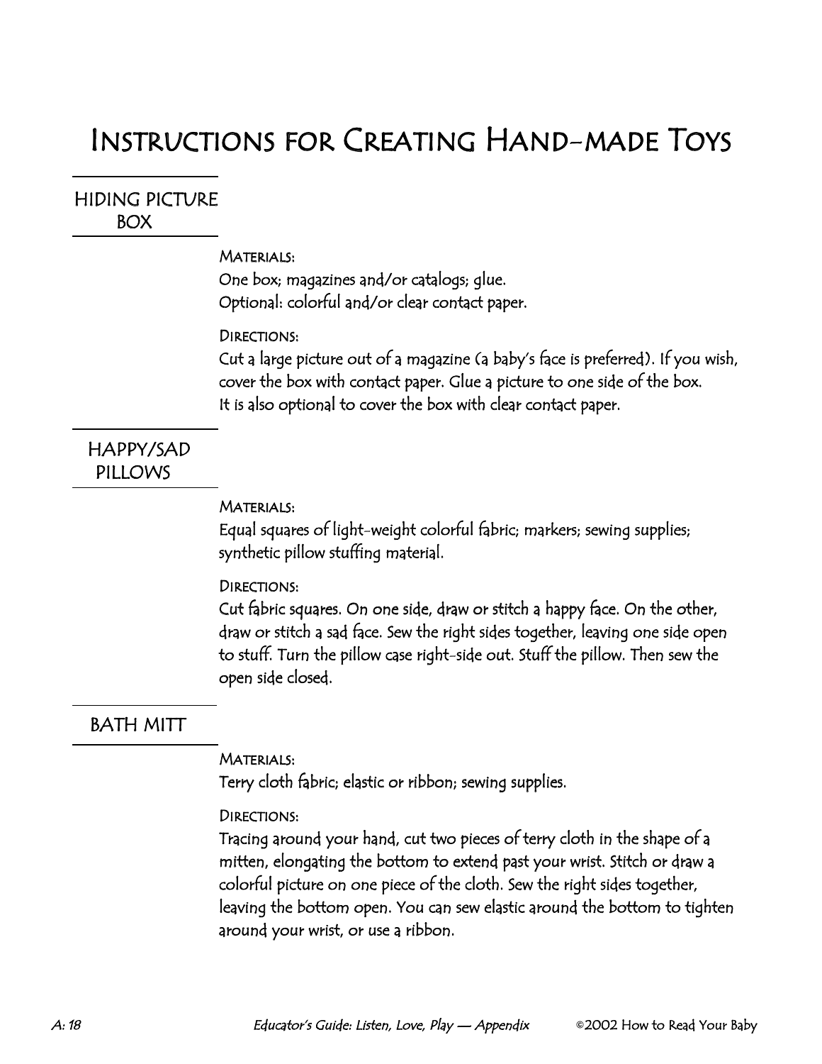# Instructions for Creating Hand-made Toys

## HIDING PICTURE BOX

MATERIALS:
One box; magazines and/or catalogs; glue.
Optional: colorful and/or clear contact paper.

DIRECTIONS:
Cut a large picture out of a magazine (a baby's face is preferred). If you wish, cover the box with contact paper. Glue a picture to one side of the box.
It is also optional to cover the box with clear contact paper.

## HAPPY/SAD PILLOWS

MATERIALS:
Equal squares of light-weight colorful fabric; markers; sewing supplies; synthetic pillow stuffing material.

DIRECTIONS:
Cut fabric squares. On one side, draw or stitch a happy face. On the other, draw or stitch a sad face. Sew the right sides together, leaving one side open to stuff. Turn the pillow case right-side out. Stuff the pillow. Then sew the open side closed.

## BATH MITT

MATERIALS:
Terry cloth fabric; elastic or ribbon; sewing supplies.

DIRECTIONS:
Tracing around your hand, cut two pieces of terry cloth in the shape of a mitten, elongating the bottom to extend past your wrist. Stitch or draw a colorful picture on one piece of the cloth. Sew the right sides together, leaving the bottom open. You can sew elastic around the bottom to tighten around your wrist, or use a ribbon.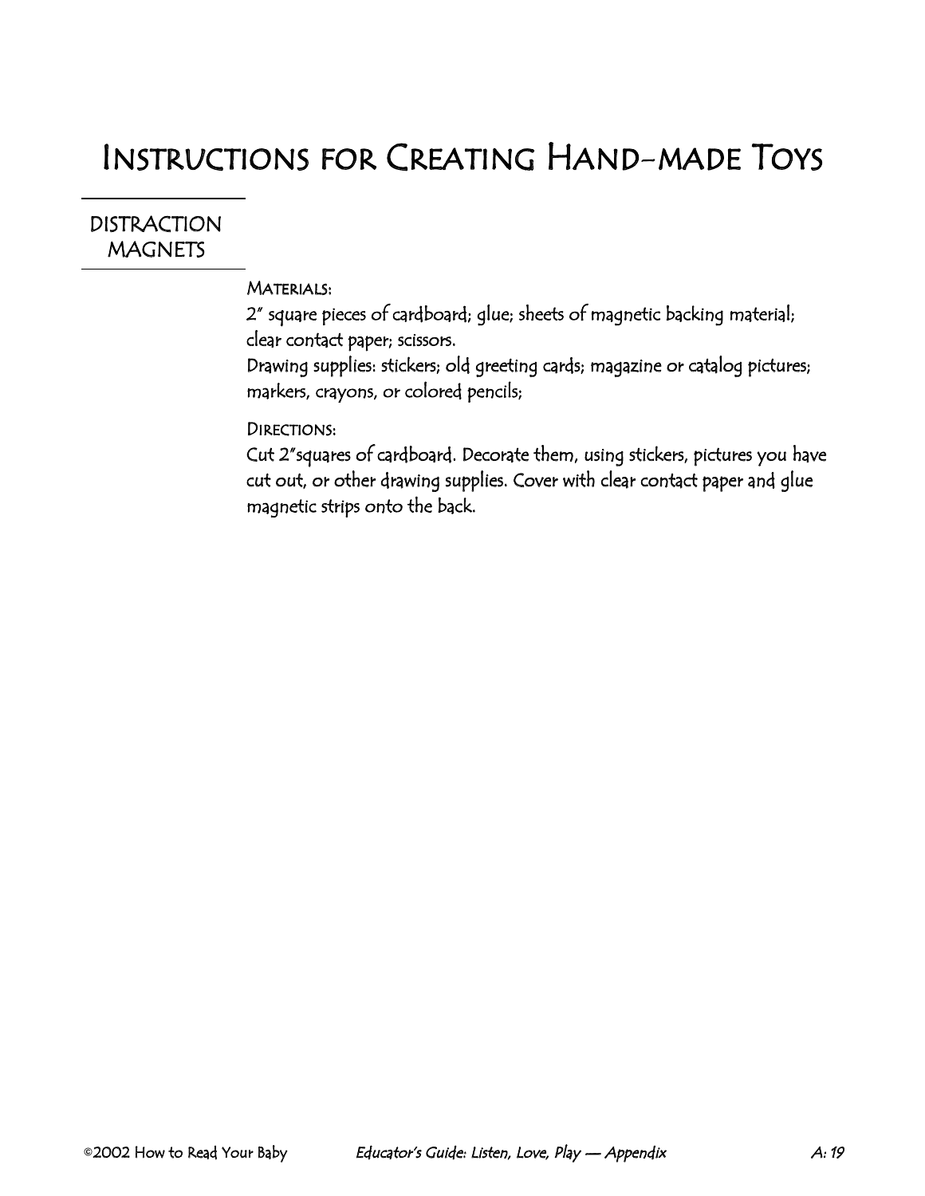# Instructions for Creating Hand-made Toys

## Distraction Magnets

Materials:

2" square pieces of cardboard; glue; sheets of magnetic backing material; clear contact paper; scissors.

Drawing supplies: stickers; old greeting cards; magazine or catalog pictures; markers, crayons, or colored pencils;

Directions:

Cut 2"squares of cardboard. Decorate them, using stickers, pictures you have cut out, or other drawing supplies. Cover with clear contact paper and glue magnetic strips onto the back.